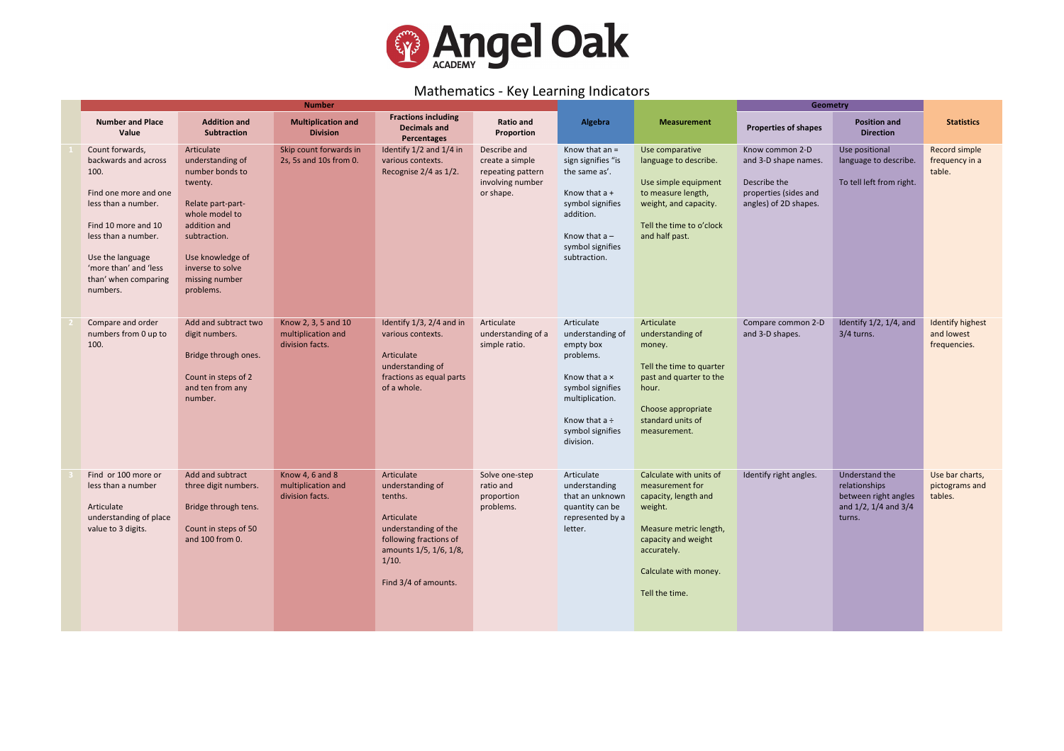# Angel Oak Academy

## Mathematics - Key Learning Indicators

| | Number | | | | | Algebra | Measurement | Geometry | | Statistics |
|---|---|---|---|---|---|---|---|---|---|---|
| | Number and Place Value | Addition and Subtraction | Multiplication and Division | Fractions including Decimals and Percentages | Ratio and Proportion | | | Properties of shapes | Position and Direction | |
| 1 | Count forwards, backwards and across 100.<br><br>Find one more and one less than a number.<br><br>Find 10 more and 10 less than a number.<br><br>Use the language 'more than' and 'less than' when comparing numbers. | Articulate understanding of number bonds to twenty.<br><br>Relate part-part-whole model to addition and subtraction.<br><br>Use knowledge of inverse to solve missing number problems. | Skip count forwards in 2s, 5s and 10s from 0. | Identify 1/2 and 1/4 in various contexts. Recognise 2/4 as 1/2. | Describe and create a simple repeating pattern involving number or shape. | Know that an = sign signifies "is the same as'.<br><br>Know that a + symbol signifies addition.<br><br>Know that a – symbol signifies subtraction. | Use comparative language to describe.<br><br>Use simple equipment to measure length, weight, and capacity.<br><br>Tell the time to o'clock and half past. | Know common 2-D and 3-D shape names.<br><br>Describe the properties (sides and angles) of 2D shapes. | Use positional language to describe.<br><br>To tell left from right. | Record simple frequency in a table. |
| 2 | Compare and order numbers from 0 up to 100. | Add and subtract two digit numbers.<br><br>Bridge through ones.<br><br>Count in steps of 2 and ten from any number. | Know 2, 3, 5 and 10 multiplication and division facts. | Identify 1/3, 2/4 and in various contexts.<br><br>Articulate understanding of fractions as equal parts of a whole. | Articulate understanding of a simple ratio. | Articulate understanding of empty box problems.<br><br>Know that a × symbol signifies multiplication.<br><br>Know that a ÷ symbol signifies division. | Articulate understanding of money.<br><br>Tell the time to quarter past and quarter to the hour.<br><br>Choose appropriate standard units of measurement. | Compare common 2-D and 3-D shapes. | Identify 1/2, 1/4, and 3/4 turns. | Identify highest and lowest frequencies. |
| 3 | Find or 100 more or less than a number<br><br>Articulate understanding of place value to 3 digits. | Add and subtract three digit numbers.<br><br>Bridge through tens.<br><br>Count in steps of 50 and 100 from 0. | Know 4, 6 and 8 multiplication and division facts. | Articulate understanding of tenths.<br><br>Articulate understanding of the following fractions of amounts 1/5, 1/6, 1/8, 1/10.<br><br>Find 3/4 of amounts. | Solve one-step ratio and proportion problems. | Articulate understanding that an unknown quantity can be represented by a letter. | Calculate with units of measurement for capacity, length and weight.<br><br>Measure metric length, capacity and weight accurately.<br><br>Calculate with money.<br><br>Tell the time. | Identify right angles. | Understand the relationships between right angles and 1/2, 1/4 and 3/4 turns. | Use bar charts, pictograms and tables. |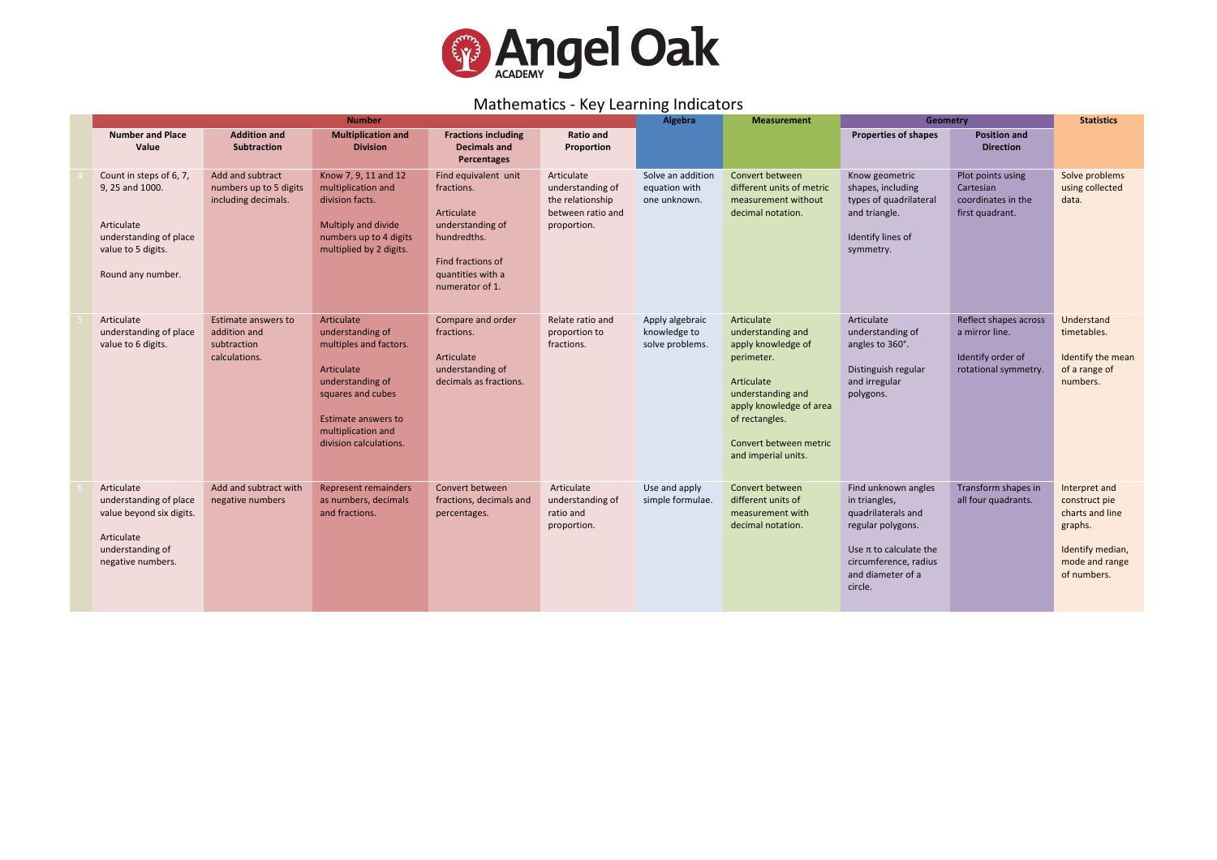Angel Oak ACADEMY

# Mathematics - Key Learning Indicators

| | Number | | | | | Algebra | Measurement | Geometry | | Statistics |
|---|---|---|---|---|---|---|---|---|---|---|
| | **Number and Place Value** | **Addition and Subtraction** | **Multiplication and Division** | **Fractions including Decimals and Percentages** | **Ratio and Proportion** | | | **Properties of shapes** | **Position and Direction** | |
| 4 | Count in steps of 6, 7, 9, 25 and 1000.<br><br>Articulate understanding of place value to 5 digits.<br><br>Round any number. | Add and subtract numbers up to 5 digits including decimals. | Know 7, 9, 11 and 12 multiplication and division facts.<br><br>Multiply and divide numbers up to 4 digits multiplied by 2 digits. | Find equivalent unit fractions.<br><br>Articulate understanding of hundredths.<br><br>Find fractions of quantities with a numerator of 1. | Articulate understanding of the relationship between ratio and proportion. | Solve an addition equation with one unknown. | Convert between different units of metric measurement without decimal notation. | Know geometric shapes, including types of quadrilateral and triangle.<br><br>Identify lines of symmetry. | Plot points using Cartesian coordinates in the first quadrant. | Solve problems using collected data. |
| 5 | Articulate understanding of place value to 6 digits. | Estimate answers to addition and subtraction calculations. | Articulate understanding of multiples and factors.<br><br>Articulate understanding of squares and cubes<br><br>Estimate answers to multiplication and division calculations. | Compare and order fractions.<br><br>Articulate understanding of decimals as fractions. | Relate ratio and proportion to fractions. | Apply algebraic knowledge to solve problems. | Articulate understanding and apply knowledge of perimeter.<br><br>Articulate understanding and apply knowledge of area of rectangles.<br><br>Convert between metric and imperial units. | Articulate understanding of angles to 360°.<br><br>Distinguish regular and irregular polygons. | Reflect shapes across a mirror line.<br><br>Identify order of rotational symmetry. | Understand timetables.<br><br>Identify the mean of a range of numbers. |
| 6 | Articulate understanding of place value beyond six digits.<br><br>Articulate understanding of negative numbers. | Add and subtract with negative numbers | Represent remainders as numbers, decimals and fractions. | Convert between fractions, decimals and percentages. | Articulate understanding of ratio and proportion. | Use and apply simple formulae. | Convert between different units of measurement with decimal notation. | Find unknown angles in triangles, quadrilaterals and regular polygons.<br><br>Use $\pi$ to calculate the circumference, radius and diameter of a circle. | Transform shapes in all four quadrants. | Interpret and construct pie charts and line graphs.<br><br>Identify median, mode and range of numbers. |